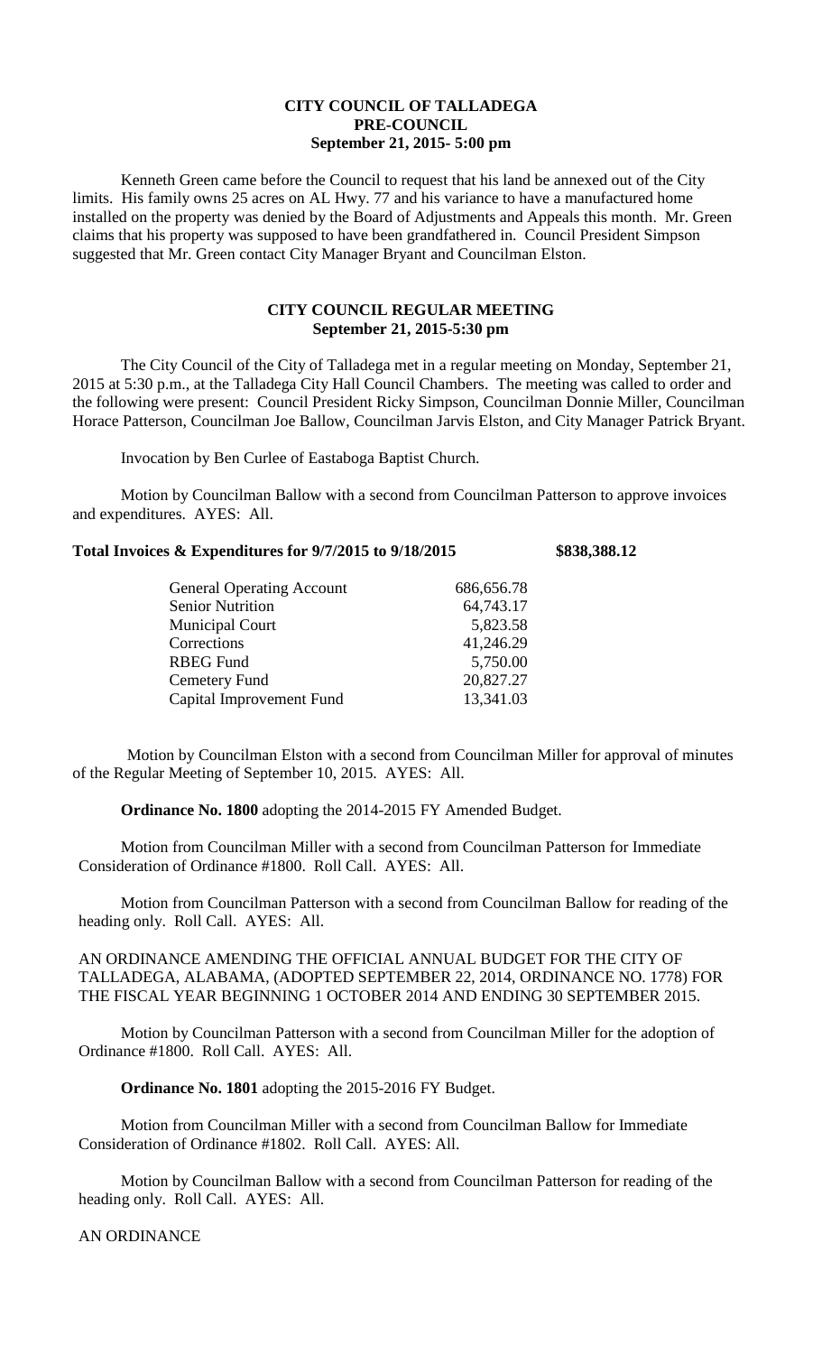**CITY COUNCIL OF TALLADEGA**
**PRE-COUNCIL**
**September 21, 2015- 5:00 pm**

Kenneth Green came before the Council to request that his land be annexed out of the City limits. His family owns 25 acres on AL Hwy. 77 and his variance to have a manufactured home installed on the property was denied by the Board of Adjustments and Appeals this month. Mr. Green claims that his property was supposed to have been grandfathered in. Council President Simpson suggested that Mr. Green contact City Manager Bryant and Councilman Elston.

**CITY COUNCIL REGULAR MEETING**
**September 21, 2015-5:30 pm**

The City Council of the City of Talladega met in a regular meeting on Monday, September 21, 2015 at 5:30 p.m., at the Talladega City Hall Council Chambers. The meeting was called to order and the following were present: Council President Ricky Simpson, Councilman Donnie Miller, Councilman Horace Patterson, Councilman Joe Ballow, Councilman Jarvis Elston, and City Manager Patrick Bryant.

Invocation by Ben Curlee of Eastaboga Baptist Church.

Motion by Councilman Ballow with a second from Councilman Patterson to approve invoices and expenditures. AYES: All.

**Total Invoices & Expenditures for 9/7/2015 to 9/18/2015 $838,388.12**

| | |
|---|---|
| General Operating Account | 686,656.78 |
| Senior Nutrition | 64,743.17 |
| Municipal Court | 5,823.58 |
| Corrections | 41,246.29 |
| RBEG Fund | 5,750.00 |
| Cemetery Fund | 20,827.27 |
| Capital Improvement Fund | 13,341.03 |

Motion by Councilman Elston with a second from Councilman Miller for approval of minutes of the Regular Meeting of September 10, 2015. AYES: All.

**Ordinance No. 1800** adopting the 2014-2015 FY Amended Budget.

Motion from Councilman Miller with a second from Councilman Patterson for Immediate Consideration of Ordinance #1800. Roll Call. AYES: All.

Motion from Councilman Patterson with a second from Councilman Ballow for reading of the heading only. Roll Call. AYES: All.

AN ORDINANCE AMENDING THE OFFICIAL ANNUAL BUDGET FOR THE CITY OF TALLADEGA, ALABAMA, (ADOPTED SEPTEMBER 22, 2014, ORDINANCE NO. 1778) FOR THE FISCAL YEAR BEGINNING 1 OCTOBER 2014 AND ENDING 30 SEPTEMBER 2015.

Motion by Councilman Patterson with a second from Councilman Miller for the adoption of Ordinance #1800. Roll Call. AYES: All.

**Ordinance No. 1801** adopting the 2015-2016 FY Budget.

Motion from Councilman Miller with a second from Councilman Ballow for Immediate Consideration of Ordinance #1802. Roll Call. AYES: All.

Motion by Councilman Ballow with a second from Councilman Patterson for reading of the heading only. Roll Call. AYES: All.

AN ORDINANCE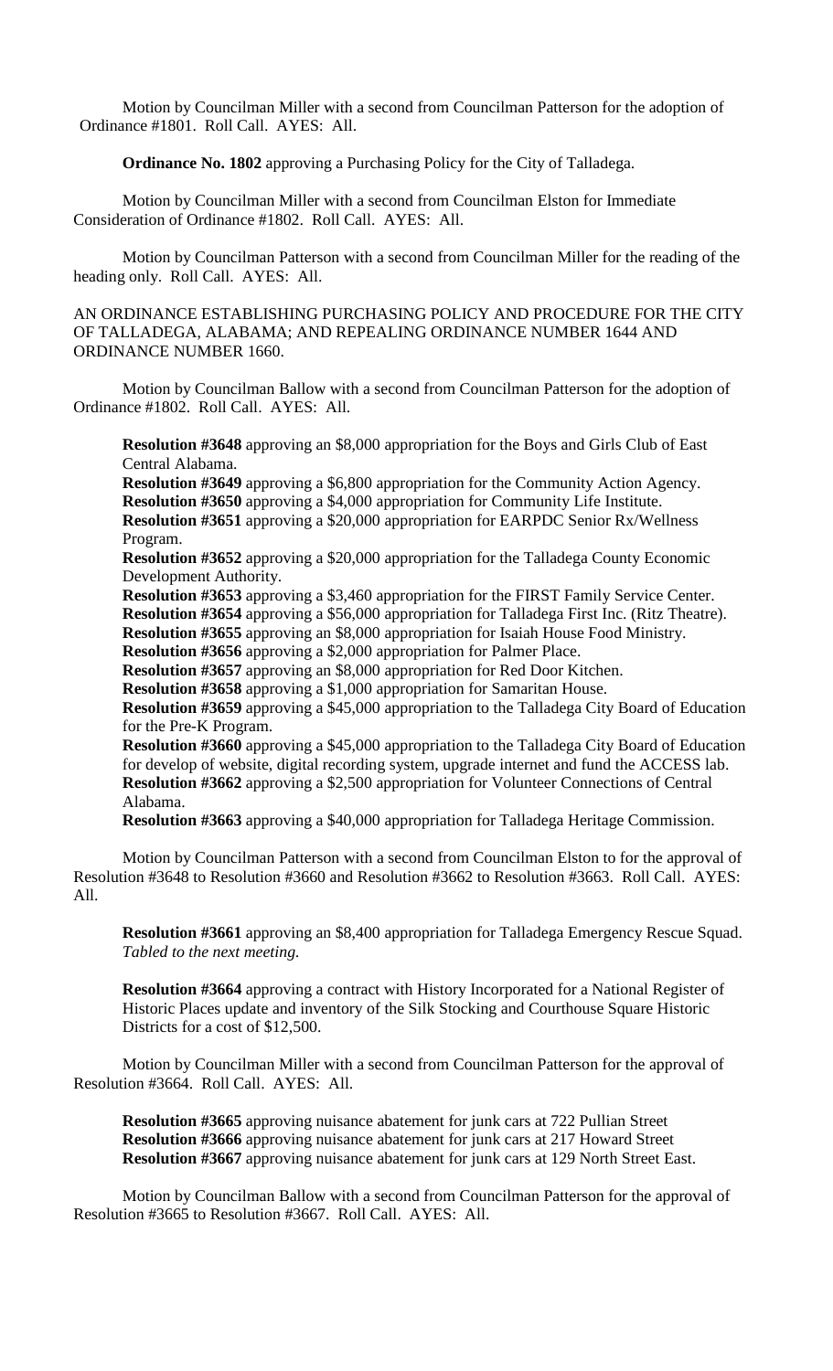Motion by Councilman Miller with a second from Councilman Patterson for the adoption of Ordinance #1801. Roll Call. AYES: All.

**Ordinance No. 1802** approving a Purchasing Policy for the City of Talladega.

Motion by Councilman Miller with a second from Councilman Elston for Immediate Consideration of Ordinance #1802. Roll Call. AYES: All.

Motion by Councilman Patterson with a second from Councilman Miller for the reading of the heading only. Roll Call. AYES: All.

AN ORDINANCE ESTABLISHING PURCHASING POLICY AND PROCEDURE FOR THE CITY OF TALLADEGA, ALABAMA; AND REPEALING ORDINANCE NUMBER 1644 AND ORDINANCE NUMBER 1660.

Motion by Councilman Ballow with a second from Councilman Patterson for the adoption of Ordinance #1802. Roll Call. AYES: All.

**Resolution #3648** approving an $8,000 appropriation for the Boys and Girls Club of East Central Alabama.
**Resolution #3649** approving a $6,800 appropriation for the Community Action Agency.
**Resolution #3650** approving a $4,000 appropriation for Community Life Institute.
**Resolution #3651** approving a $20,000 appropriation for EARPDC Senior Rx/Wellness Program.
**Resolution #3652** approving a $20,000 appropriation for the Talladega County Economic Development Authority.
**Resolution #3653** approving a $3,460 appropriation for the FIRST Family Service Center.
**Resolution #3654** approving a $56,000 appropriation for Talladega First Inc. (Ritz Theatre).
**Resolution #3655** approving an $8,000 appropriation for Isaiah House Food Ministry.
**Resolution #3656** approving a $2,000 appropriation for Palmer Place.
**Resolution #3657** approving an $8,000 appropriation for Red Door Kitchen.
**Resolution #3658** approving a $1,000 appropriation for Samaritan House.
**Resolution #3659** approving a $45,000 appropriation to the Talladega City Board of Education for the Pre-K Program.
**Resolution #3660** approving a $45,000 appropriation to the Talladega City Board of Education for develop of website, digital recording system, upgrade internet and fund the ACCESS lab.
**Resolution #3662** approving a $2,500 appropriation for Volunteer Connections of Central Alabama.
**Resolution #3663** approving a $40,000 appropriation for Talladega Heritage Commission.

Motion by Councilman Patterson with a second from Councilman Elston to for the approval of Resolution #3648 to Resolution #3660 and Resolution #3662 to Resolution #3663. Roll Call. AYES: All.

**Resolution #3661** approving an $8,400 appropriation for Talladega Emergency Rescue Squad. *Tabled to the next meeting.*

**Resolution #3664** approving a contract with History Incorporated for a National Register of Historic Places update and inventory of the Silk Stocking and Courthouse Square Historic Districts for a cost of $12,500.

Motion by Councilman Miller with a second from Councilman Patterson for the approval of Resolution #3664. Roll Call. AYES: All.

**Resolution #3665** approving nuisance abatement for junk cars at 722 Pullian Street
**Resolution #3666** approving nuisance abatement for junk cars at 217 Howard Street
**Resolution #3667** approving nuisance abatement for junk cars at 129 North Street East.

Motion by Councilman Ballow with a second from Councilman Patterson for the approval of Resolution #3665 to Resolution #3667. Roll Call. AYES: All.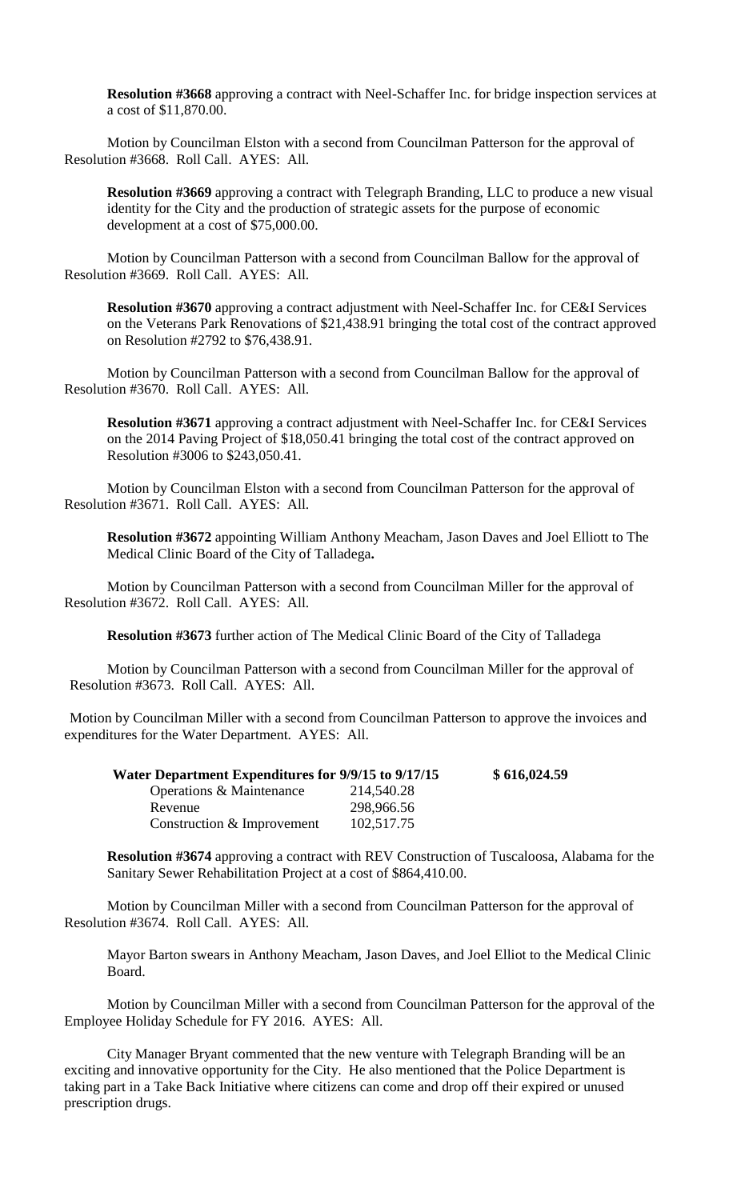**Resolution #3668** approving a contract with Neel-Schaffer Inc. for bridge inspection services at a cost of $11,870.00.

Motion by Councilman Elston with a second from Councilman Patterson for the approval of Resolution #3668. Roll Call. AYES: All.

**Resolution #3669** approving a contract with Telegraph Branding, LLC to produce a new visual identity for the City and the production of strategic assets for the purpose of economic development at a cost of $75,000.00.

Motion by Councilman Patterson with a second from Councilman Ballow for the approval of Resolution #3669. Roll Call. AYES: All.

**Resolution #3670** approving a contract adjustment with Neel-Schaffer Inc. for CE&I Services on the Veterans Park Renovations of $21,438.91 bringing the total cost of the contract approved on Resolution #2792 to $76,438.91.

Motion by Councilman Patterson with a second from Councilman Ballow for the approval of Resolution #3670. Roll Call. AYES: All.

**Resolution #3671** approving a contract adjustment with Neel-Schaffer Inc. for CE&I Services on the 2014 Paving Project of $18,050.41 bringing the total cost of the contract approved on Resolution #3006 to $243,050.41.

Motion by Councilman Elston with a second from Councilman Patterson for the approval of Resolution #3671. Roll Call. AYES: All.

**Resolution #3672** appointing William Anthony Meacham, Jason Daves and Joel Elliott to The Medical Clinic Board of the City of Talladega**.**

Motion by Councilman Patterson with a second from Councilman Miller for the approval of Resolution #3672. Roll Call. AYES: All.

**Resolution #3673** further action of The Medical Clinic Board of the City of Talladega

Motion by Councilman Patterson with a second from Councilman Miller for the approval of Resolution #3673. Roll Call. AYES: All.

Motion by Councilman Miller with a second from Councilman Patterson to approve the invoices and expenditures for the Water Department. AYES: All.

| **Water Department Expenditures for 9/9/15 to 9/17/15** | | **$ 616,024.59** |
|---|---|---|
| Operations & Maintenance | 214,540.28 | |
| Revenue | 298,966.56 | |
| Construction & Improvement | 102,517.75 | |

**Resolution #3674** approving a contract with REV Construction of Tuscaloosa, Alabama for the Sanitary Sewer Rehabilitation Project at a cost of $864,410.00.

Motion by Councilman Miller with a second from Councilman Patterson for the approval of Resolution #3674. Roll Call. AYES: All.

Mayor Barton swears in Anthony Meacham, Jason Daves, and Joel Elliot to the Medical Clinic Board.

Motion by Councilman Miller with a second from Councilman Patterson for the approval of the Employee Holiday Schedule for FY 2016. AYES: All.

City Manager Bryant commented that the new venture with Telegraph Branding will be an exciting and innovative opportunity for the City. He also mentioned that the Police Department is taking part in a Take Back Initiative where citizens can come and drop off their expired or unused prescription drugs.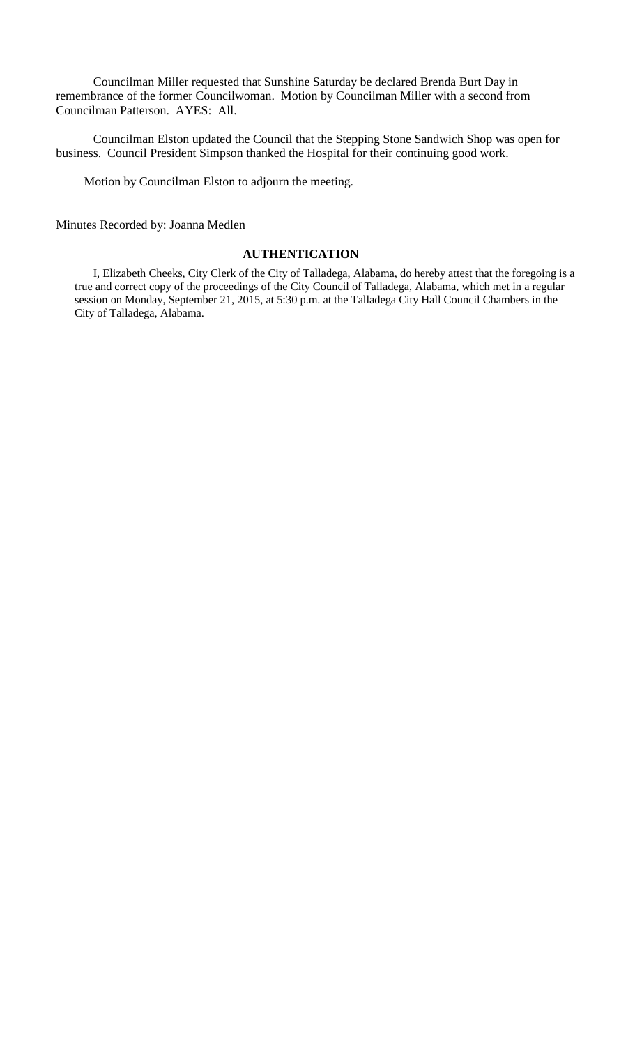Councilman Miller requested that Sunshine Saturday be declared Brenda Burt Day in remembrance of the former Councilwoman. Motion by Councilman Miller with a second from Councilman Patterson. AYES: All.

Councilman Elston updated the Council that the Stepping Stone Sandwich Shop was open for business. Council President Simpson thanked the Hospital for their continuing good work.

Motion by Councilman Elston to adjourn the meeting.

Minutes Recorded by: Joanna Medlen

## AUTHENTICATION

I, Elizabeth Cheeks, City Clerk of the City of Talladega, Alabama, do hereby attest that the foregoing is a true and correct copy of the proceedings of the City Council of Talladega, Alabama, which met in a regular session on Monday, September 21, 2015, at 5:30 p.m. at the Talladega City Hall Council Chambers in the City of Talladega, Alabama.